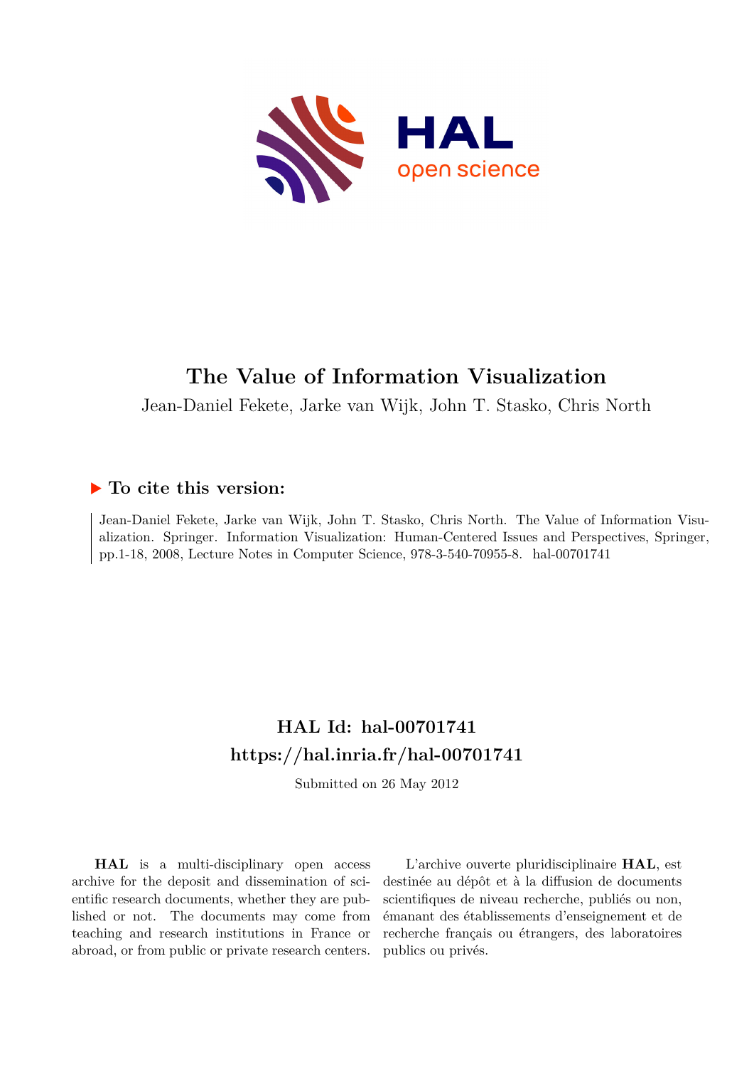HAL open science

# The Value of Information Visualization

Jean-Daniel Fekete, Jarke van Wijk, John T. Stasko, Chris North

## ▶ To cite this version:

Jean-Daniel Fekete, Jarke van Wijk, John T. Stasko, Chris North. The Value of Information Visualization. Springer. Information Visualization: Human-Centered Issues and Perspectives, Springer, pp.1-18, 2008, Lecture Notes in Computer Science, 978-3-540-70955-8. hal-00701741

## HAL Id: hal-00701741
## https://hal.inria.fr/hal-00701741

Submitted on 26 May 2012

**HAL** is a multi-disciplinary open access archive for the deposit and dissemination of scientific research documents, whether they are published or not. The documents may come from teaching and research institutions in France or abroad, or from public or private research centers.

L'archive ouverte pluridisciplinaire **HAL**, est destinée au dépôt et à la diffusion de documents scientifiques de niveau recherche, publiés ou non, émanant des établissements d'enseignement et de recherche français ou étrangers, des laboratoires publics ou privés.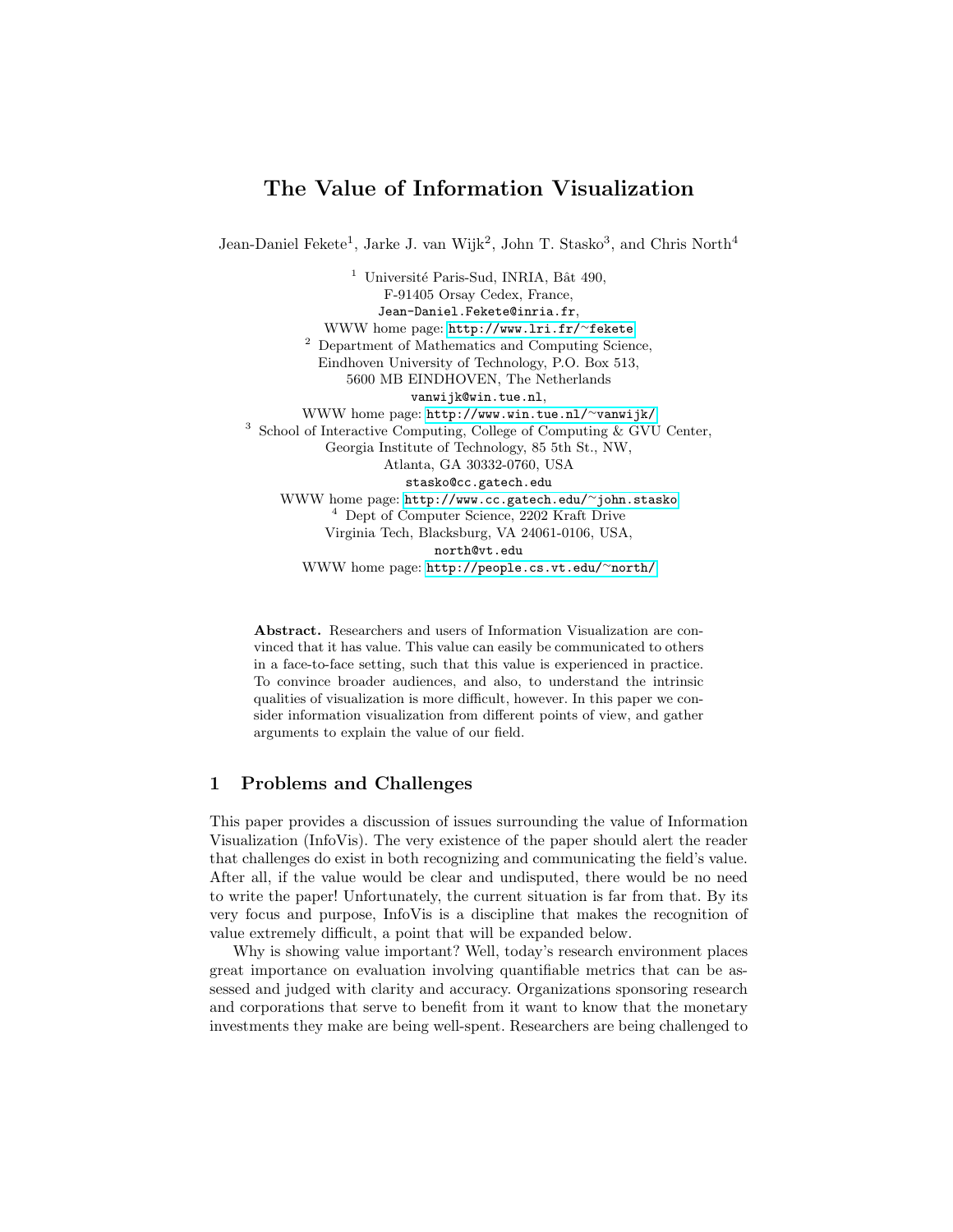# The Value of Information Visualization

Jean-Daniel Fekete[1], Jarke J. van Wijk[2], John T. Stasko[3], and Chris North[4]

[1] Université Paris-Sud, INRIA, Bât 490,
F-91405 Orsay Cedex, France,
`Jean-Daniel.Fekete@inria.fr`,
WWW home page: `http://www.lri.fr/~fekete`

[2] Department of Mathematics and Computing Science,
Eindhoven University of Technology, P.O. Box 513,
5600 MB EINDHOVEN, The Netherlands
`vanwijk@win.tue.nl`,
WWW home page: `http://www.win.tue.nl/~vanwijk/`

[3] School of Interactive Computing, College of Computing & GVU Center,
Georgia Institute of Technology, 85 5th St., NW,
Atlanta, GA 30332-0760, USA
`stasko@cc.gatech.edu`
WWW home page: `http://www.cc.gatech.edu/~john.stasko`

[4] Dept of Computer Science, 2202 Kraft Drive
Virginia Tech, Blacksburg, VA 24061-0106, USA,
`north@vt.edu`
WWW home page: `http://people.cs.vt.edu/~north/`

**Abstract.** Researchers and users of Information Visualization are convinced that it has value. This value can easily be communicated to others in a face-to-face setting, such that this value is experienced in practice. To convince broader audiences, and also, to understand the intrinsic qualities of visualization is more difficult, however. In this paper we consider information visualization from different points of view, and gather arguments to explain the value of our field.

## 1 Problems and Challenges

This paper provides a discussion of issues surrounding the value of Information Visualization (InfoVis). The very existence of the paper should alert the reader that challenges do exist in both recognizing and communicating the field's value. After all, if the value would be clear and undisputed, there would be no need to write the paper! Unfortunately, the current situation is far from that. By its very focus and purpose, InfoVis is a discipline that makes the recognition of value extremely difficult, a point that will be expanded below.

Why is showing value important? Well, today's research environment places great importance on evaluation involving quantifiable metrics that can be assessed and judged with clarity and accuracy. Organizations sponsoring research and corporations that serve to benefit from it want to know that the monetary investments they make are being well-spent. Researchers are being challenged to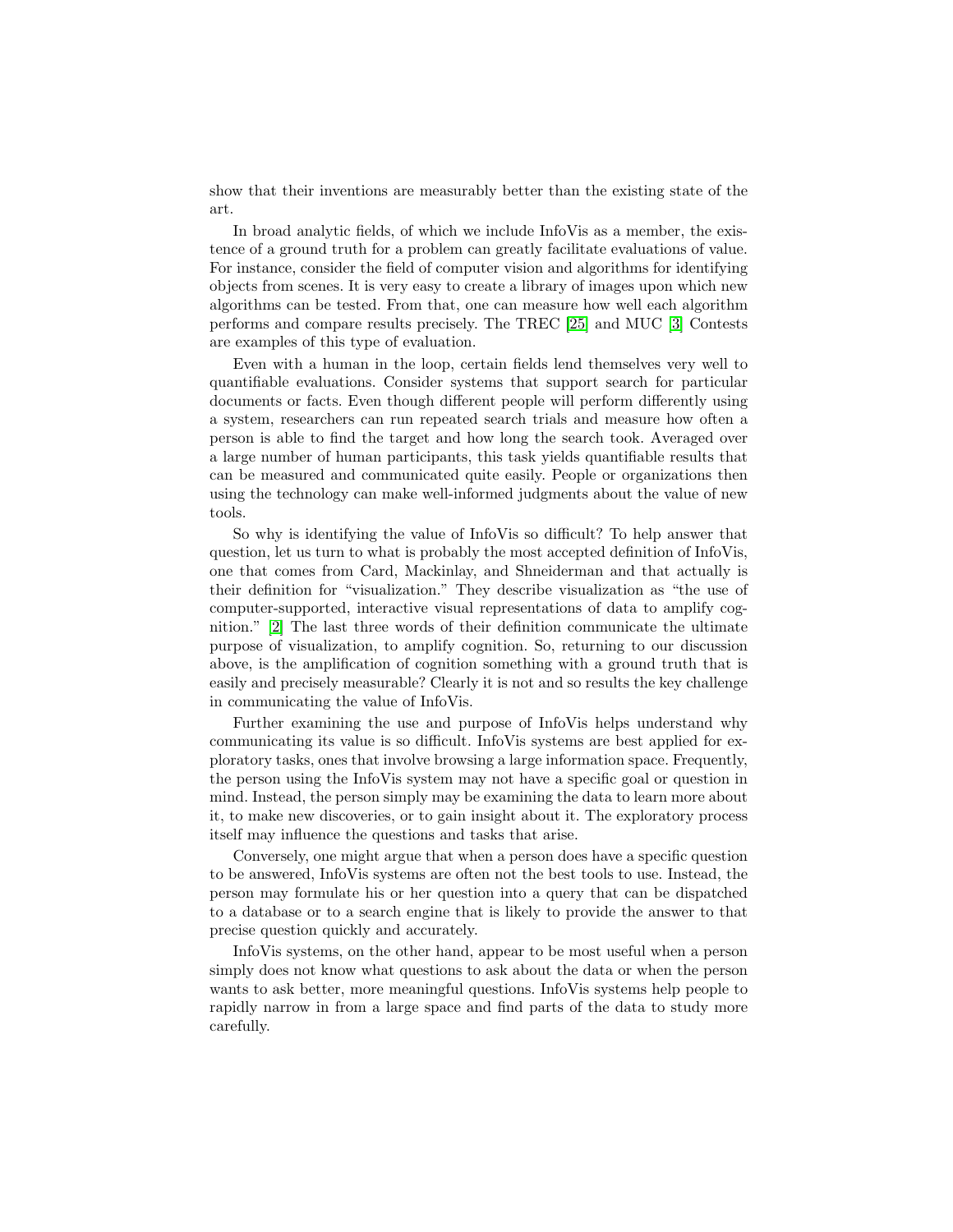show that their inventions are measurably better than the existing state of the art.

In broad analytic fields, of which we include InfoVis as a member, the existence of a ground truth for a problem can greatly facilitate evaluations of value. For instance, consider the field of computer vision and algorithms for identifying objects from scenes. It is very easy to create a library of images upon which new algorithms can be tested. From that, one can measure how well each algorithm performs and compare results precisely. The TREC [25] and MUC [3] Contests are examples of this type of evaluation.

Even with a human in the loop, certain fields lend themselves very well to quantifiable evaluations. Consider systems that support search for particular documents or facts. Even though different people will perform differently using a system, researchers can run repeated search trials and measure how often a person is able to find the target and how long the search took. Averaged over a large number of human participants, this task yields quantifiable results that can be measured and communicated quite easily. People or organizations then using the technology can make well-informed judgments about the value of new tools.

So why is identifying the value of InfoVis so difficult? To help answer that question, let us turn to what is probably the most accepted definition of InfoVis, one that comes from Card, Mackinlay, and Shneiderman and that actually is their definition for "visualization." They describe visualization as "the use of computer-supported, interactive visual representations of data to amplify cognition." [2] The last three words of their definition communicate the ultimate purpose of visualization, to amplify cognition. So, returning to our discussion above, is the amplification of cognition something with a ground truth that is easily and precisely measurable? Clearly it is not and so results the key challenge in communicating the value of InfoVis.

Further examining the use and purpose of InfoVis helps understand why communicating its value is so difficult. InfoVis systems are best applied for exploratory tasks, ones that involve browsing a large information space. Frequently, the person using the InfoVis system may not have a specific goal or question in mind. Instead, the person simply may be examining the data to learn more about it, to make new discoveries, or to gain insight about it. The exploratory process itself may influence the questions and tasks that arise.

Conversely, one might argue that when a person does have a specific question to be answered, InfoVis systems are often not the best tools to use. Instead, the person may formulate his or her question into a query that can be dispatched to a database or to a search engine that is likely to provide the answer to that precise question quickly and accurately.

InfoVis systems, on the other hand, appear to be most useful when a person simply does not know what questions to ask about the data or when the person wants to ask better, more meaningful questions. InfoVis systems help people to rapidly narrow in from a large space and find parts of the data to study more carefully.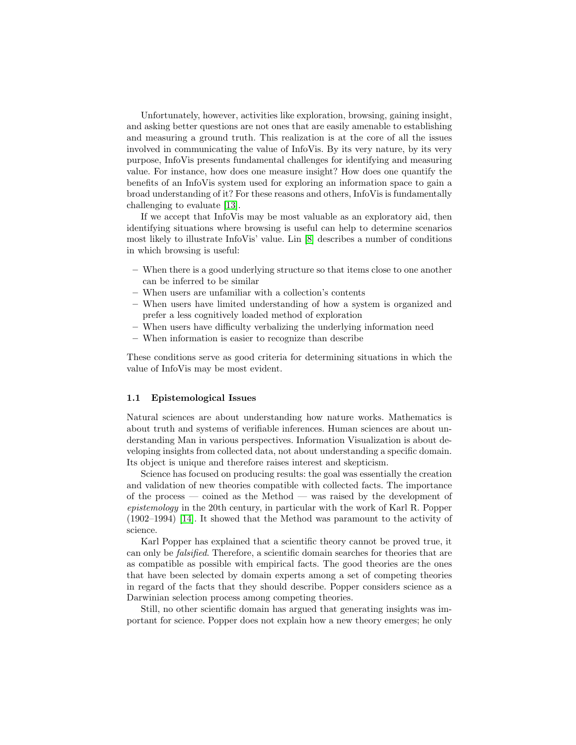Unfortunately, however, activities like exploration, browsing, gaining insight, and asking better questions are not ones that are easily amenable to establishing and measuring a ground truth. This realization is at the core of all the issues involved in communicating the value of InfoVis. By its very nature, by its very purpose, InfoVis presents fundamental challenges for identifying and measuring value. For instance, how does one measure insight? How does one quantify the benefits of an InfoVis system used for exploring an information space to gain a broad understanding of it? For these reasons and others, InfoVis is fundamentally challenging to evaluate [13].

If we accept that InfoVis may be most valuable as an exploratory aid, then identifying situations where browsing is useful can help to determine scenarios most likely to illustrate InfoVis' value. Lin [8] describes a number of conditions in which browsing is useful:

– When there is a good underlying structure so that items close to one another can be inferred to be similar
– When users are unfamiliar with a collection's contents
– When users have limited understanding of how a system is organized and prefer a less cognitively loaded method of exploration
– When users have difficulty verbalizing the underlying information need
– When information is easier to recognize than describe

These conditions serve as good criteria for determining situations in which the value of InfoVis may be most evident.

### 1.1 Epistemological Issues

Natural sciences are about understanding how nature works. Mathematics is about truth and systems of verifiable inferences. Human sciences are about understanding Man in various perspectives. Information Visualization is about developing insights from collected data, not about understanding a specific domain. Its object is unique and therefore raises interest and skepticism.

Science has focused on producing results: the goal was essentially the creation and validation of new theories compatible with collected facts. The importance of the process — coined as the Method — was raised by the development of *epistemology* in the 20th century, in particular with the work of Karl R. Popper (1902–1994) [14]. It showed that the Method was paramount to the activity of science.

Karl Popper has explained that a scientific theory cannot be proved true, it can only be *falsified*. Therefore, a scientific domain searches for theories that are as compatible as possible with empirical facts. The good theories are the ones that have been selected by domain experts among a set of competing theories in regard of the facts that they should describe. Popper considers science as a Darwinian selection process among competing theories.

Still, no other scientific domain has argued that generating insights was important for science. Popper does not explain how a new theory emerges; he only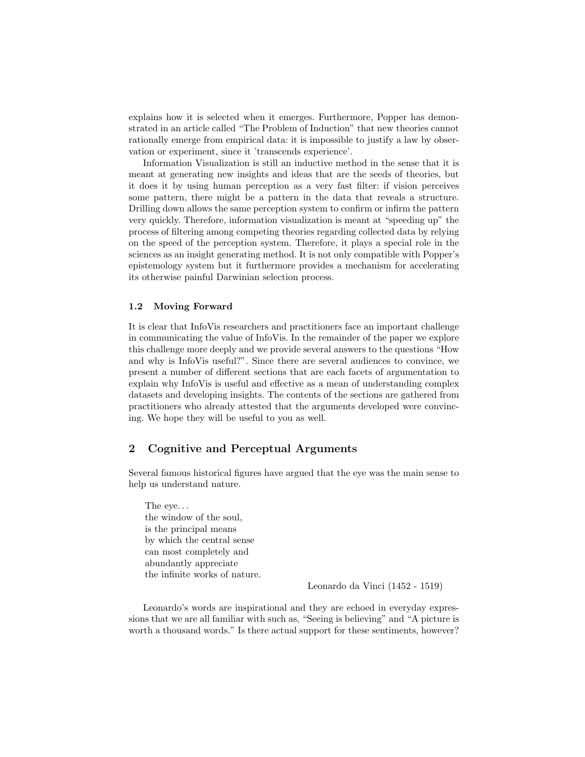explains how it is selected when it emerges. Furthermore, Popper has demonstrated in an article called "The Problem of Induction" that new theories cannot rationally emerge from empirical data: it is impossible to justify a law by observation or experiment, since it 'transcends experience'.

Information Visualization is still an inductive method in the sense that it is meant at generating new insights and ideas that are the seeds of theories, but it does it by using human perception as a very fast filter: if vision perceives some pattern, there might be a pattern in the data that reveals a structure. Drilling down allows the same perception system to confirm or infirm the pattern very quickly. Therefore, information visualization is meant at "speeding up" the process of filtering among competing theories regarding collected data by relying on the speed of the perception system. Therefore, it plays a special role in the sciences as an insight generating method. It is not only compatible with Popper's epistemology system but it furthermore provides a mechanism for accelerating its otherwise painful Darwinian selection process.

### 1.2 Moving Forward

It is clear that InfoVis researchers and practitioners face an important challenge in communicating the value of InfoVis. In the remainder of the paper we explore this challenge more deeply and we provide several answers to the questions "How and why is InfoVis useful?". Since there are several audiences to convince, we present a number of different sections that are each facets of argumentation to explain why InfoVis is useful and effective as a mean of understanding complex datasets and developing insights. The contents of the sections are gathered from practitioners who already attested that the arguments developed were convincing. We hope they will be useful to you as well.

## 2 Cognitive and Perceptual Arguments

Several famous historical figures have argued that the eye was the main sense to help us understand nature.

> The eye...
> the window of the soul,
> is the principal means
> by which the central sense
> can most completely and
> abundantly appreciate
> the infinite works of nature.
>
> Leonardo da Vinci (1452 - 1519)

Leonardo's words are inspirational and they are echoed in everyday expressions that we are all familiar with such as, "Seeing is believing" and "A picture is worth a thousand words." Is there actual support for these sentiments, however?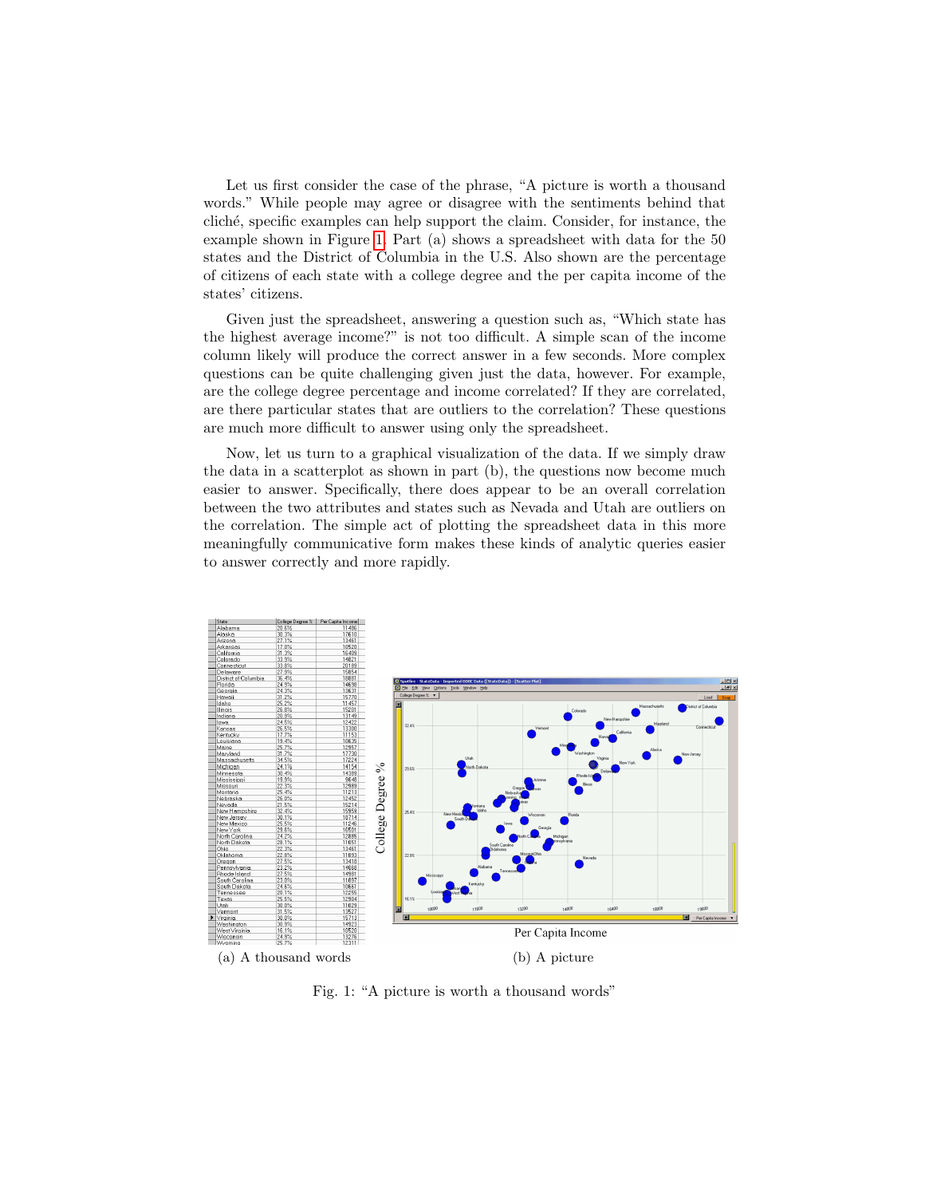Let us first consider the case of the phrase, "A picture is worth a thousand words." While people may agree or disagree with the sentiments behind that cliché, specific examples can help support the claim. Consider, for instance, the example shown in Figure 1. Part (a) shows a spreadsheet with data for the 50 states and the District of Columbia in the U.S. Also shown are the percentage of citizens of each state with a college degree and the per capita income of the states' citizens.

Given just the spreadsheet, answering a question such as, "Which state has the highest average income?" is not too difficult. A simple scan of the income column likely will produce the correct answer in a few seconds. More complex questions can be quite challenging given just the data, however. For example, are the college degree percentage and income correlated? If they are correlated, are there particular states that are outliers to the correlation? These questions are much more difficult to answer using only the spreadsheet.

Now, let us turn to a graphical visualization of the data. If we simply draw the data in a scatterplot as shown in part (b), the questions now become much easier to answer. Specifically, there does appear to be an overall correlation between the two attributes and states such as Nevada and Utah are outliers on the correlation. The simple act of plotting the spreadsheet data in this more meaningfully communicative form makes these kinds of analytic queries easier to answer correctly and more rapidly.

| State | College Degree % | Per Capita Income |
|---|---|---|
| Alabama | 20.6% | 11486 |
| Alaska | 30.3% | 17610 |
| Arizona | 27.1% | 13461 |
| Arkansas | 17.0% | 10520 |
| California | 31.3% | 16409 |
| Colorado | 33.9% | 14821 |
| Connecticut | 33.8% | 20189 |
| Delaware | 27.9% | 15854 |
| District of Columbia | 36.4% | 18881 |
| Florida | 24.9% | 14698 |
| Georgia | 24.3% | 13631 |
| Hawaii | 31.2% | 15770 |
| Idaho | 25.2% | 11457 |
| Illinois | 26.8% | 15201 |
| Indiana | 20.9% | 13149 |
| Iowa | 24.5% | 12422 |
| Kansas | 26.5% | 13300 |
| Kentucky | 17.7% | 11153 |
| Louisiana | 19.4% | 10635 |
| Maine | 25.7% | 12957 |
| Maryland | 31.7% | 17730 |
| Massachusetts | 34.5% | 17224 |
| Michigan | 24.1% | 14154 |
| Minnesota | 30.4% | 14389 |
| Mississippi | 19.9% | 9648 |
| Missouri | 22.3% | 12989 |
| Montana | 25.4% | 11213 |
| Nebraska | 26.0% | 12452 |
| Nevada | 21.5% | 15214 |
| New Hampshire | 32.4% | 15959 |
| New Jersey | 30.1% | 18714 |
| New Mexico | 25.5% | 11246 |
| New York | 29.6% | 16501 |
| North Carolina | 24.2% | 12885 |
| North Dakota | 28.1% | 11051 |
| Ohio | 22.3% | 13461 |
| Oklahoma | 22.8% | 11893 |
| Oregon | 27.5% | 13418 |
| Pennsylvania | 23.2% | 14068 |
| Rhode Island | 27.5% | 14981 |
| South Carolina | 23.0% | 11897 |
| South Dakota | 24.8% | 10661 |
| Tennessee | 20.1% | 12255 |
| Texas | 25.5% | 12904 |
| Utah | 30.0% | 11029 |
| Vermont | 31.5% | 13527 |
| Virginia | 30.0% | 15713 |
| Washington | 30.9% | 14923 |
| West Virginia | 16.1% | 10520 |
| Wisconsin | 24.9% | 13276 |
| Wyoming | 25.7% | 12311 |

(a) A thousand words

College Degree %

Per Capita Income

(b) A picture

Fig. 1: "A picture is worth a thousand words"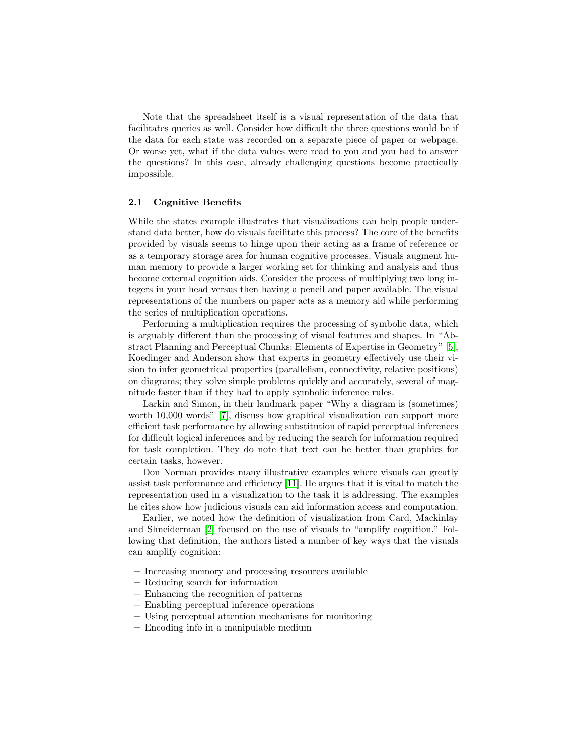Note that the spreadsheet itself is a visual representation of the data that facilitates queries as well. Consider how difficult the three questions would be if the data for each state was recorded on a separate piece of paper or webpage. Or worse yet, what if the data values were read to you and you had to answer the questions? In this case, already challenging questions become practically impossible.

### 2.1 Cognitive Benefits

While the states example illustrates that visualizations can help people understand data better, how do visuals facilitate this process? The core of the benefits provided by visuals seems to hinge upon their acting as a frame of reference or as a temporary storage area for human cognitive processes. Visuals augment human memory to provide a larger working set for thinking and analysis and thus become external cognition aids. Consider the process of multiplying two long integers in your head versus then having a pencil and paper available. The visual representations of the numbers on paper acts as a memory aid while performing the series of multiplication operations.

Performing a multiplication requires the processing of symbolic data, which is arguably different than the processing of visual features and shapes. In "Abstract Planning and Perceptual Chunks: Elements of Expertise in Geometry" [5], Koedinger and Anderson show that experts in geometry effectively use their vision to infer geometrical properties (parallelism, connectivity, relative positions) on diagrams; they solve simple problems quickly and accurately, several of magnitude faster than if they had to apply symbolic inference rules.

Larkin and Simon, in their landmark paper "Why a diagram is (sometimes) worth 10,000 words" [7], discuss how graphical visualization can support more efficient task performance by allowing substitution of rapid perceptual inferences for difficult logical inferences and by reducing the search for information required for task completion. They do note that text can be better than graphics for certain tasks, however.

Don Norman provides many illustrative examples where visuals can greatly assist task performance and efficiency [11]. He argues that it is vital to match the representation used in a visualization to the task it is addressing. The examples he cites show how judicious visuals can aid information access and computation.

Earlier, we noted how the definition of visualization from Card, Mackinlay and Shneiderman [2] focused on the use of visuals to "amplify cognition." Following that definition, the authors listed a number of key ways that the visuals can amplify cognition:

- Increasing memory and processing resources available
- Reducing search for information
- Enhancing the recognition of patterns
- Enabling perceptual inference operations
- Using perceptual attention mechanisms for monitoring
- Encoding info in a manipulable medium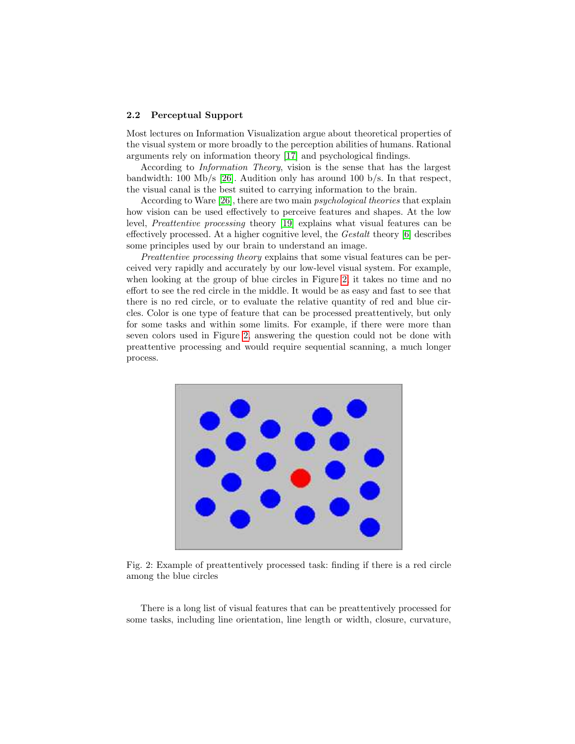### 2.2 Perceptual Support

Most lectures on Information Visualization argue about theoretical properties of the visual system or more broadly to the perception abilities of humans. Rational arguments rely on information theory [17] and psychological findings.

According to *Information Theory*, vision is the sense that has the largest bandwidth: 100 Mb/s [26]. Audition only has around 100 b/s. In that respect, the visual canal is the best suited to carrying information to the brain.

According to Ware [26], there are two main *psychological theories* that explain how vision can be used effectively to perceive features and shapes. At the low level, *Preattentive processing* theory [19] explains what visual features can be effectively processed. At a higher cognitive level, the *Gestalt* theory [6] describes some principles used by our brain to understand an image.

*Preattentive processing theory* explains that some visual features can be perceived very rapidly and accurately by our low-level visual system. For example, when looking at the group of blue circles in Figure 2, it takes no time and no effort to see the red circle in the middle. It would be as easy and fast to see that there is no red circle, or to evaluate the relative quantity of red and blue circles. Color is one type of feature that can be processed preattentively, but only for some tasks and within some limits. For example, if there were more than seven colors used in Figure 2, answering the question could not be done with preattentive processing and would require sequential scanning, a much longer process.

Fig. 2: Example of preattentively processed task: finding if there is a red circle among the blue circles

There is a long list of visual features that can be preattentively processed for some tasks, including line orientation, line length or width, closure, curvature,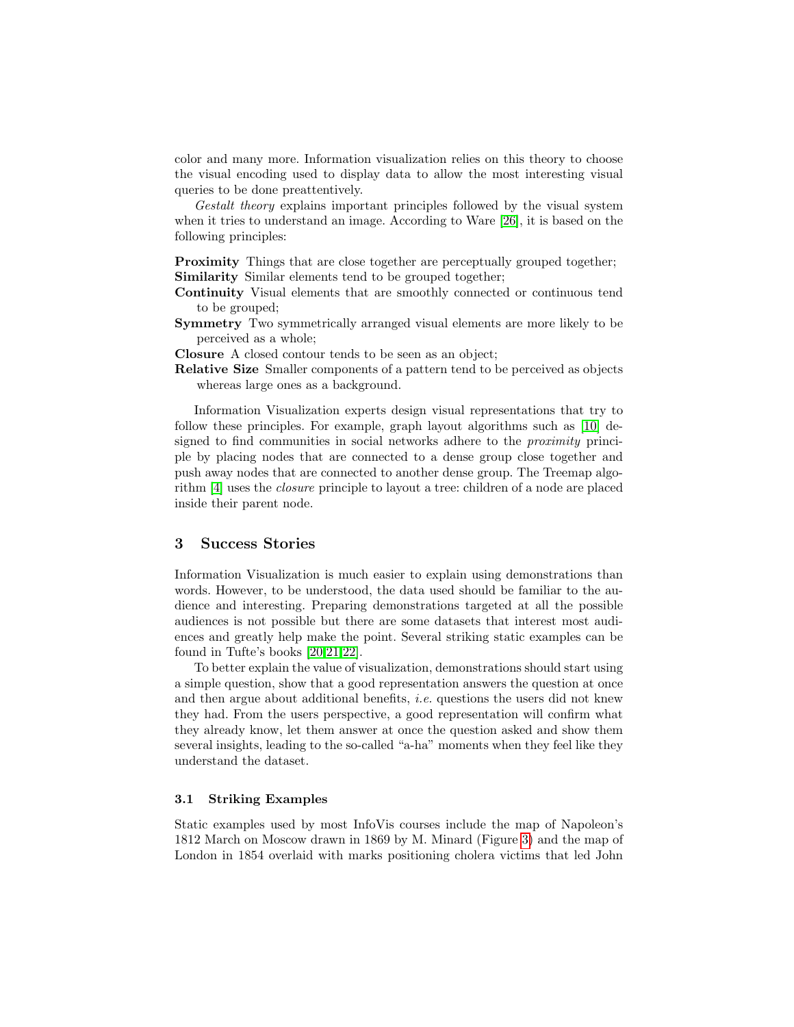color and many more. Information visualization relies on this theory to choose the visual encoding used to display data to allow the most interesting visual queries to be done preattentively.

*Gestalt theory* explains important principles followed by the visual system when it tries to understand an image. According to Ware [26], it is based on the following principles:

**Proximity** Things that are close together are perceptually grouped together;
**Similarity** Similar elements tend to be grouped together;
**Continuity** Visual elements that are smoothly connected or continuous tend to be grouped;
**Symmetry** Two symmetrically arranged visual elements are more likely to be perceived as a whole;
**Closure** A closed contour tends to be seen as an object;
**Relative Size** Smaller components of a pattern tend to be perceived as objects whereas large ones as a background.

Information Visualization experts design visual representations that try to follow these principles. For example, graph layout algorithms such as [10] designed to find communities in social networks adhere to the *proximity* principle by placing nodes that are connected to a dense group close together and push away nodes that are connected to another dense group. The Treemap algorithm [4] uses the *closure* principle to layout a tree: children of a node are placed inside their parent node.

## 3 Success Stories

Information Visualization is much easier to explain using demonstrations than words. However, to be understood, the data used should be familiar to the audience and interesting. Preparing demonstrations targeted at all the possible audiences is not possible but there are some datasets that interest most audiences and greatly help make the point. Several striking static examples can be found in Tufte's books [20,21,22].

To better explain the value of visualization, demonstrations should start using a simple question, show that a good representation answers the question at once and then argue about additional benefits, *i.e.* questions the users did not knew they had. From the users perspective, a good representation will confirm what they already know, let them answer at once the question asked and show them several insights, leading to the so-called "a-ha" moments when they feel like they understand the dataset.

### 3.1 Striking Examples

Static examples used by most InfoVis courses include the map of Napoleon's 1812 March on Moscow drawn in 1869 by M. Minard (Figure 3) and the map of London in 1854 overlaid with marks positioning cholera victims that led John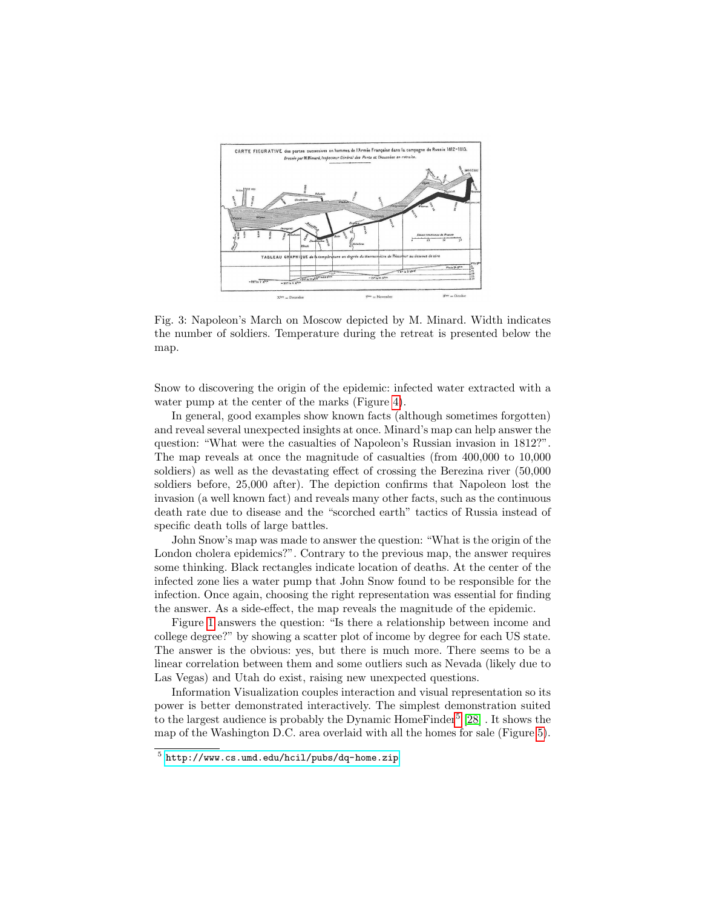Fig. 3: Napoleon's March on Moscow depicted by M. Minard. Width indicates the number of soldiers. Temperature during the retreat is presented below the map.

Snow to discovering the origin of the epidemic: infected water extracted with a water pump at the center of the marks (Figure 4).

In general, good examples show known facts (although sometimes forgotten) and reveal several unexpected insights at once. Minard's map can help answer the question: "What were the casualties of Napoleon's Russian invasion in 1812?". The map reveals at once the magnitude of casualties (from 400,000 to 10,000 soldiers) as well as the devastating effect of crossing the Berezina river (50,000 soldiers before, 25,000 after). The depiction confirms that Napoleon lost the invasion (a well known fact) and reveals many other facts, such as the continuous death rate due to disease and the "scorched earth" tactics of Russia instead of specific death tolls of large battles.

John Snow's map was made to answer the question: "What is the origin of the London cholera epidemics?". Contrary to the previous map, the answer requires some thinking. Black rectangles indicate location of deaths. At the center of the infected zone lies a water pump that John Snow found to be responsible for the infection. Once again, choosing the right representation was essential for finding the answer. As a side-effect, the map reveals the magnitude of the epidemic.

Figure 1 answers the question: "Is there a relationship between income and college degree?" by showing a scatter plot of income by degree for each US state. The answer is the obvious: yes, but there is much more. There seems to be a linear correlation between them and some outliers such as Nevada (likely due to Las Vegas) and Utah do exist, raising new unexpected questions.

Information Visualization couples interaction and visual representation so its power is better demonstrated interactively. The simplest demonstration suited to the largest audience is probably the Dynamic HomeFinder[5] [28] . It shows the map of the Washington D.C. area overlaid with all the homes for sale (Figure 5).

[5] http://www.cs.umd.edu/hcil/pubs/dq-home.zip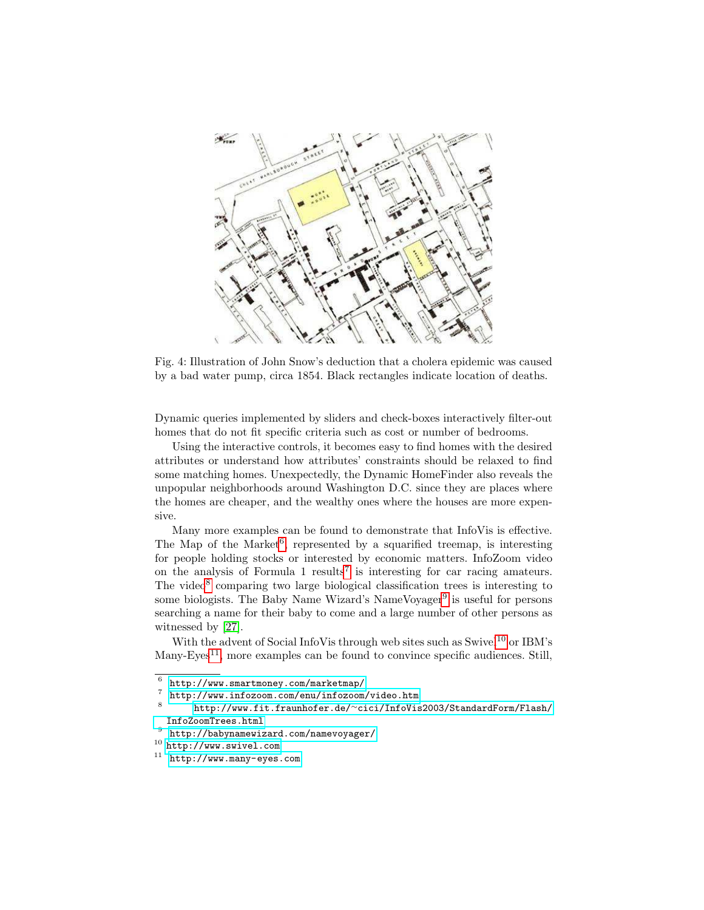Fig. 4: Illustration of John Snow's deduction that a cholera epidemic was caused by a bad water pump, circa 1854. Black rectangles indicate location of deaths.

Dynamic queries implemented by sliders and check-boxes interactively filter-out homes that do not fit specific criteria such as cost or number of bedrooms.

Using the interactive controls, it becomes easy to find homes with the desired attributes or understand how attributes' constraints should be relaxed to find some matching homes. Unexpectedly, the Dynamic HomeFinder also reveals the unpopular neighborhoods around Washington D.C. since they are places where the homes are cheaper, and the wealthy ones where the houses are more expensive.

Many more examples can be found to demonstrate that InfoVis is effective. The Map of the Market[6], represented by a squarified treemap, is interesting for people holding stocks or interested by economic matters. InfoZoom video on the analysis of Formula 1 results[7] is interesting for car racing amateurs. The video[8] comparing two large biological classification trees is interesting to some biologists. The Baby Name Wizard's NameVoyager[9] is useful for persons searching a name for their baby to come and a large number of other persons as witnessed by [27].

With the advent of Social InfoVis through web sites such as Swivel[10] or IBM's Many-Eyes[11], more examples can be found to convince specific audiences. Still,

---

6 http://www.smartmoney.com/marketmap/

7 http://www.infozoom.com/enu/infozoom/video.htm

8 http://www.fit.fraunhofer.de/~cici/InfoVis2003/StandardForm/Flash/InfoZoomTrees.html

9 http://babynamewizard.com/namevoyager/

10 http://www.swivel.com

11 http://www.many-eyes.com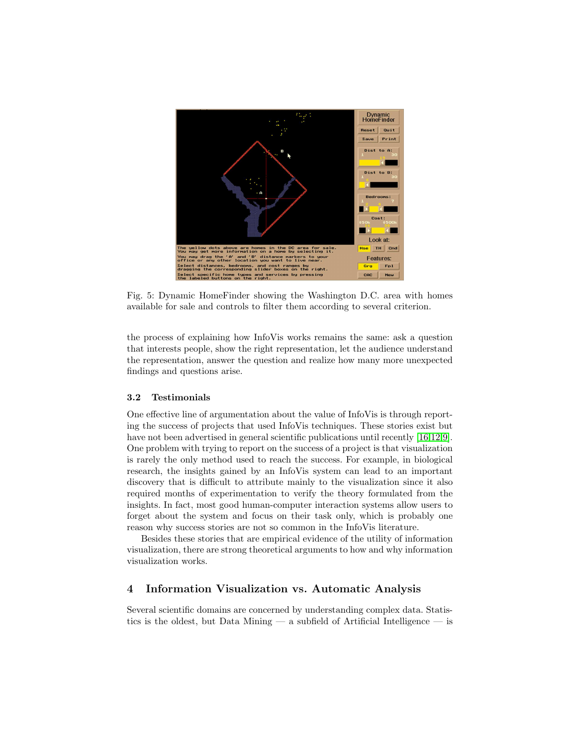Fig. 5: Dynamic HomeFinder showing the Washington D.C. area with homes available for sale and controls to filter them according to several criterion.

the process of explaining how InfoVis works remains the same: ask a question that interests people, show the right representation, let the audience understand the representation, answer the question and realize how many more unexpected findings and questions arise.

### 3.2 Testimonials

One effective line of argumentation about the value of InfoVis is through reporting the success of projects that used InfoVis techniques. These stories exist but have not been advertised in general scientific publications until recently [16,12,9]. One problem with trying to report on the success of a project is that visualization is rarely the only method used to reach the success. For example, in biological research, the insights gained by an InfoVis system can lead to an important discovery that is difficult to attribute mainly to the visualization since it also required months of experimentation to verify the theory formulated from the insights. In fact, most good human-computer interaction systems allow users to forget about the system and focus on their task only, which is probably one reason why success stories are not so common in the InfoVis literature.

Besides these stories that are empirical evidence of the utility of information visualization, there are strong theoretical arguments to how and why information visualization works.

## 4 Information Visualization vs. Automatic Analysis

Several scientific domains are concerned by understanding complex data. Statistics is the oldest, but Data Mining — a subfield of Artificial Intelligence — is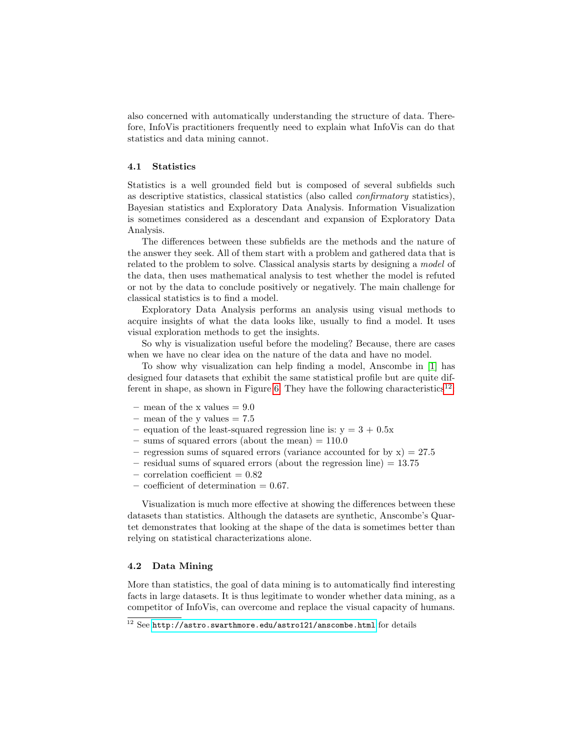also concerned with automatically understanding the structure of data. Therefore, InfoVis practitioners frequently need to explain what InfoVis can do that statistics and data mining cannot.

### 4.1 Statistics

Statistics is a well grounded field but is composed of several subfields such as descriptive statistics, classical statistics (also called *confirmatory* statistics), Bayesian statistics and Exploratory Data Analysis. Information Visualization is sometimes considered as a descendant and expansion of Exploratory Data Analysis.

The differences between these subfields are the methods and the nature of the answer they seek. All of them start with a problem and gathered data that is related to the problem to solve. Classical analysis starts by designing a *model* of the data, then uses mathematical analysis to test whether the model is refuted or not by the data to conclude positively or negatively. The main challenge for classical statistics is to find a model.

Exploratory Data Analysis performs an analysis using visual methods to acquire insights of what the data looks like, usually to find a model. It uses visual exploration methods to get the insights.

So why is visualization useful before the modeling? Because, there are cases when we have no clear idea on the nature of the data and have no model.

To show why visualization can help finding a model, Anscombe in [1] has designed four datasets that exhibit the same statistical profile but are quite different in shape, as shown in Figure 6. They have the following characteristics[12]:

- mean of the x values = 9.0
- mean of the y values = 7.5
- equation of the least-squared regression line is: y = 3 + 0.5x
- sums of squared errors (about the mean) = 110.0
- regression sums of squared errors (variance accounted for by x) = 27.5
- residual sums of squared errors (about the regression line) = 13.75
- correlation coefficient = 0.82
- coefficient of determination = 0.67.

Visualization is much more effective at showing the differences between these datasets than statistics. Although the datasets are synthetic, Anscombe's Quartet demonstrates that looking at the shape of the data is sometimes better than relying on statistical characterizations alone.

### 4.2 Data Mining

More than statistics, the goal of data mining is to automatically find interesting facts in large datasets. It is thus legitimate to wonder whether data mining, as a competitor of InfoVis, can overcome and replace the visual capacity of humans.

[12] See http://astro.swarthmore.edu/astro121/anscombe.html for details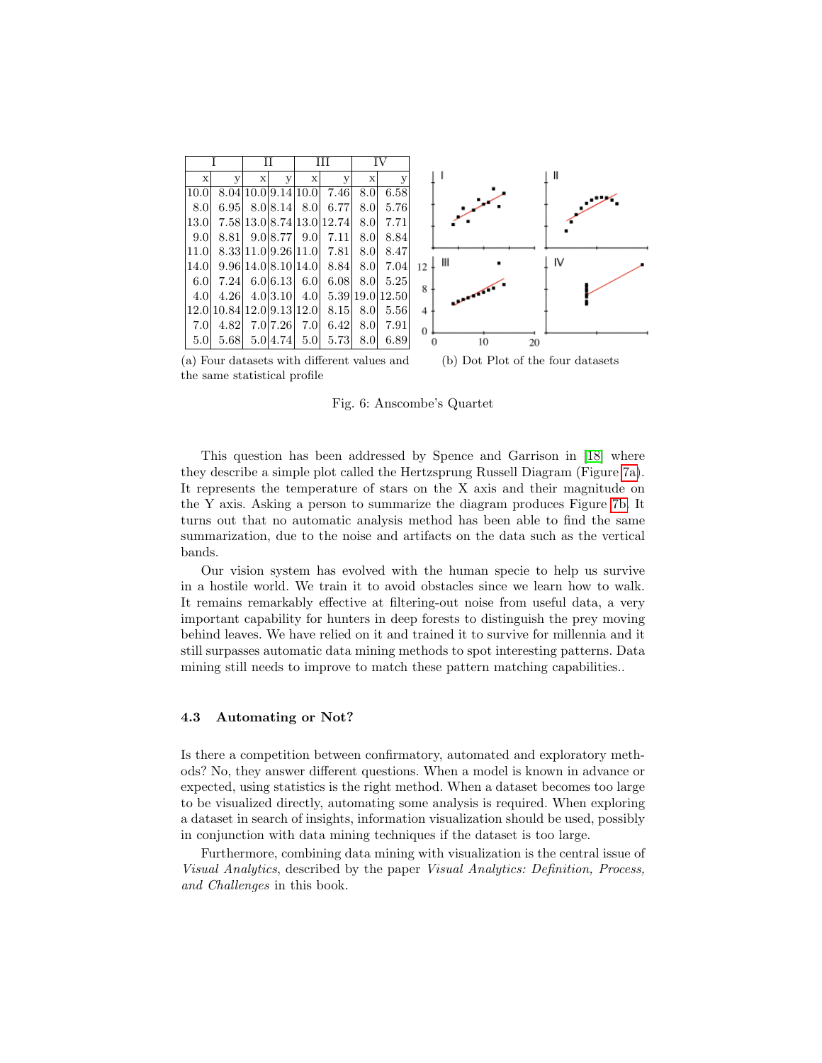| I | | II | | III | | IV | |
|---|---|---|---|---|---|---|---|
| x | y | x | y | x | y | x | y |
| 10.0 | 8.04 | 10.0 | 9.14 | 10.0 | 7.46 | 8.0 | 6.58 |
| 8.0 | 6.95 | 8.0 | 8.14 | 8.0 | 6.77 | 8.0 | 5.76 |
| 13.0 | 7.58 | 13.0 | 8.74 | 13.0 | 12.74 | 8.0 | 7.71 |
| 9.0 | 8.81 | 9.0 | 8.77 | 9.0 | 7.11 | 8.0 | 8.84 |
| 11.0 | 8.33 | 11.0 | 9.26 | 11.0 | 7.81 | 8.0 | 8.47 |
| 14.0 | 9.96 | 14.0 | 8.10 | 14.0 | 8.84 | 8.0 | 7.04 |
| 6.0 | 7.24 | 6.0 | 6.13 | 6.0 | 6.08 | 8.0 | 5.25 |
| 4.0 | 4.26 | 4.0 | 3.10 | 4.0 | 5.39 | 19.0 | 12.50 |
| 12.0 | 10.84 | 12.0 | 9.13 | 12.0 | 8.15 | 8.0 | 5.56 |
| 7.0 | 4.82 | 7.0 | 7.26 | 7.0 | 6.42 | 8.0 | 7.91 |
| 5.0 | 5.68 | 5.0 | 4.74 | 5.0 | 5.73 | 8.0 | 6.89 |

(a) Four datasets with different values and the same statistical profile

I
II
III
IV
12
8
4
0
0
10
20

(b) Dot Plot of the four datasets

Fig. 6: Anscombe's Quartet

This question has been addressed by Spence and Garrison in [18] where they describe a simple plot called the Hertzsprung Russell Diagram (Figure 7a). It represents the temperature of stars on the X axis and their magnitude on the Y axis. Asking a person to summarize the diagram produces Figure 7b. It turns out that no automatic analysis method has been able to find the same summarization, due to the noise and artifacts on the data such as the vertical bands.

Our vision system has evolved with the human specie to help us survive in a hostile world. We train it to avoid obstacles since we learn how to walk. It remains remarkably effective at filtering-out noise from useful data, a very important capability for hunters in deep forests to distinguish the prey moving behind leaves. We have relied on it and trained it to survive for millennia and it still surpasses automatic data mining methods to spot interesting patterns. Data mining still needs to improve to match these pattern matching capabilities..

### 4.3 Automating or Not?

Is there a competition between confirmatory, automated and exploratory methods? No, they answer different questions. When a model is known in advance or expected, using statistics is the right method. When a dataset becomes too large to be visualized directly, automating some analysis is required. When exploring a dataset in search of insights, information visualization should be used, possibly in conjunction with data mining techniques if the dataset is too large.

Furthermore, combining data mining with visualization is the central issue of *Visual Analytics*, described by the paper *Visual Analytics: Definition, Process, and Challenges* in this book.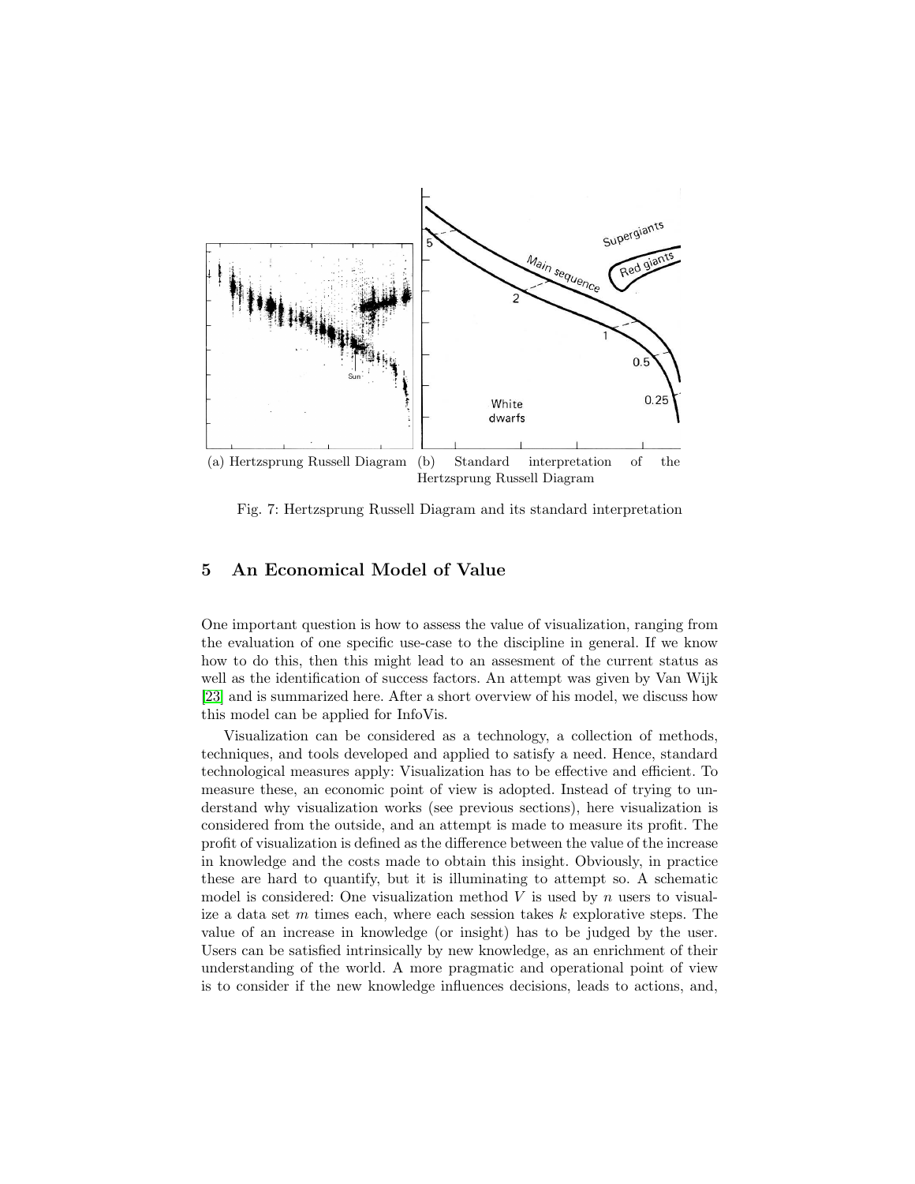Supergiants

Main sequence

Red giants

5

2

1

0.5

0.25

Sun

White dwarfs

(a) Hertzsprung Russell Diagram (b) Standard interpretation of the Hertzsprung Russell Diagram

Fig. 7: Hertzsprung Russell Diagram and its standard interpretation

## 5 An Economical Model of Value

One important question is how to assess the value of visualization, ranging from the evaluation of one specific use-case to the discipline in general. If we know how to do this, then this might lead to an assesment of the current status as well as the identification of success factors. An attempt was given by Van Wijk [23] and is summarized here. After a short overview of his model, we discuss how this model can be applied for InfoVis.

Visualization can be considered as a technology, a collection of methods, techniques, and tools developed and applied to satisfy a need. Hence, standard technological measures apply: Visualization has to be effective and efficient. To measure these, an economic point of view is adopted. Instead of trying to understand why visualization works (see previous sections), here visualization is considered from the outside, and an attempt is made to measure its profit. The profit of visualization is defined as the difference between the value of the increase in knowledge and the costs made to obtain this insight. Obviously, in practice these are hard to quantify, but it is illuminating to attempt so. A schematic model is considered: One visualization method $V$ is used by $n$ users to visualize a data set $m$ times each, where each session takes $k$ explorative steps. The value of an increase in knowledge (or insight) has to be judged by the user. Users can be satisfied intrinsically by new knowledge, as an enrichment of their understanding of the world. A more pragmatic and operational point of view is to consider if the new knowledge influences decisions, leads to actions, and,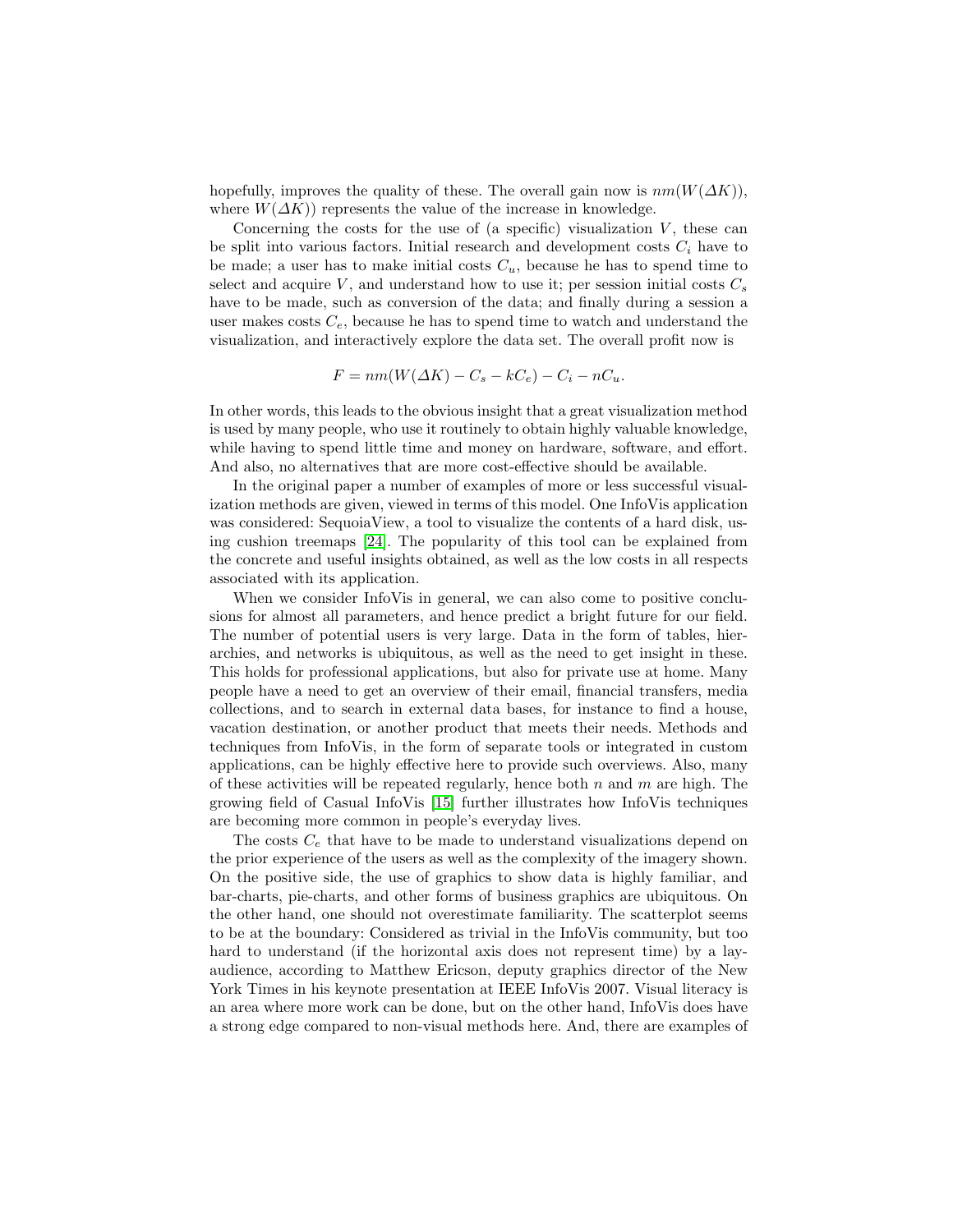hopefully, improves the quality of these. The overall gain now is $nm(W(\Delta K))$, where $W(\Delta K))$ represents the value of the increase in knowledge.

Concerning the costs for the use of (a specific) visualization $V$, these can be split into various factors. Initial research and development costs $C_i$ have to be made; a user has to make initial costs $C_u$, because he has to spend time to select and acquire $V$, and understand how to use it; per session initial costs $C_s$ have to be made, such as conversion of the data; and finally during a session a user makes costs $C_e$, because he has to spend time to watch and understand the visualization, and interactively explore the data set. The overall profit now is

$$F = nm(W(\Delta K) - C_s - kC_e) - C_i - nC_u.$$

In other words, this leads to the obvious insight that a great visualization method is used by many people, who use it routinely to obtain highly valuable knowledge, while having to spend little time and money on hardware, software, and effort. And also, no alternatives that are more cost-effective should be available.

In the original paper a number of examples of more or less successful visualization methods are given, viewed in terms of this model. One InfoVis application was considered: SequoiaView, a tool to visualize the contents of a hard disk, using cushion treemaps [24]. The popularity of this tool can be explained from the concrete and useful insights obtained, as well as the low costs in all respects associated with its application.

When we consider InfoVis in general, we can also come to positive conclusions for almost all parameters, and hence predict a bright future for our field. The number of potential users is very large. Data in the form of tables, hierarchies, and networks is ubiquitous, as well as the need to get insight in these. This holds for professional applications, but also for private use at home. Many people have a need to get an overview of their email, financial transfers, media collections, and to search in external data bases, for instance to find a house, vacation destination, or another product that meets their needs. Methods and techniques from InfoVis, in the form of separate tools or integrated in custom applications, can be highly effective here to provide such overviews. Also, many of these activities will be repeated regularly, hence both $n$ and $m$ are high. The growing field of Casual InfoVis [15] further illustrates how InfoVis techniques are becoming more common in people's everyday lives.

The costs $C_e$ that have to be made to understand visualizations depend on the prior experience of the users as well as the complexity of the imagery shown. On the positive side, the use of graphics to show data is highly familiar, and bar-charts, pie-charts, and other forms of business graphics are ubiquitous. On the other hand, one should not overestimate familiarity. The scatterplot seems to be at the boundary: Considered as trivial in the InfoVis community, but too hard to understand (if the horizontal axis does not represent time) by a lay-audience, according to Matthew Ericson, deputy graphics director of the New York Times in his keynote presentation at IEEE InfoVis 2007. Visual literacy is an area where more work can be done, but on the other hand, InfoVis does have a strong edge compared to non-visual methods here. And, there are examples of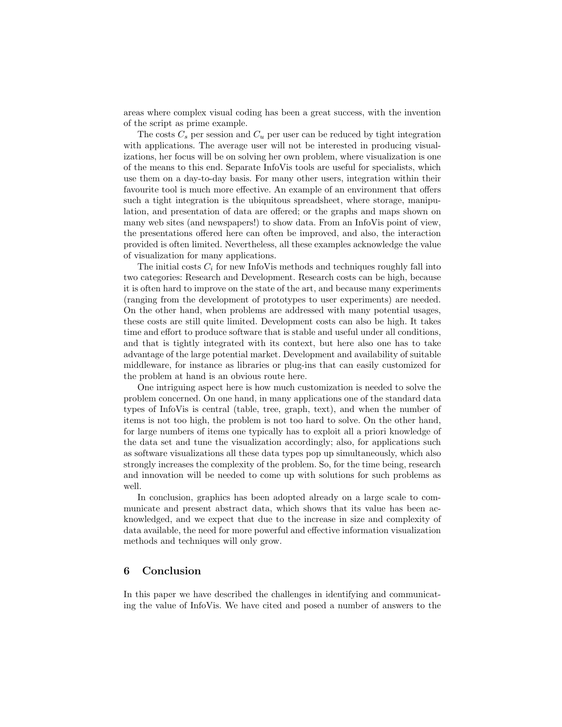areas where complex visual coding has been a great success, with the invention of the script as prime example.

The costs $C_s$ per session and $C_u$ per user can be reduced by tight integration with applications. The average user will not be interested in producing visualizations, her focus will be on solving her own problem, where visualization is one of the means to this end. Separate InfoVis tools are useful for specialists, which use them on a day-to-day basis. For many other users, integration within their favourite tool is much more effective. An example of an environment that offers such a tight integration is the ubiquitous spreadsheet, where storage, manipulation, and presentation of data are offered; or the graphs and maps shown on many web sites (and newspapers!) to show data. From an InfoVis point of view, the presentations offered here can often be improved, and also, the interaction provided is often limited. Nevertheless, all these examples acknowledge the value of visualization for many applications.

The initial costs $C_i$ for new InfoVis methods and techniques roughly fall into two categories: Research and Development. Research costs can be high, because it is often hard to improve on the state of the art, and because many experiments (ranging from the development of prototypes to user experiments) are needed. On the other hand, when problems are addressed with many potential usages, these costs are still quite limited. Development costs can also be high. It takes time and effort to produce software that is stable and useful under all conditions, and that is tightly integrated with its context, but here also one has to take advantage of the large potential market. Development and availability of suitable middleware, for instance as libraries or plug-ins that can easily customized for the problem at hand is an obvious route here.

One intriguing aspect here is how much customization is needed to solve the problem concerned. On one hand, in many applications one of the standard data types of InfoVis is central (table, tree, graph, text), and when the number of items is not too high, the problem is not too hard to solve. On the other hand, for large numbers of items one typically has to exploit all a priori knowledge of the data set and tune the visualization accordingly; also, for applications such as software visualizations all these data types pop up simultaneously, which also strongly increases the complexity of the problem. So, for the time being, research and innovation will be needed to come up with solutions for such problems as well.

In conclusion, graphics has been adopted already on a large scale to communicate and present abstract data, which shows that its value has been acknowledged, and we expect that due to the increase in size and complexity of data available, the need for more powerful and effective information visualization methods and techniques will only grow.

## 6 Conclusion

In this paper we have described the challenges in identifying and communicating the value of InfoVis. We have cited and posed a number of answers to the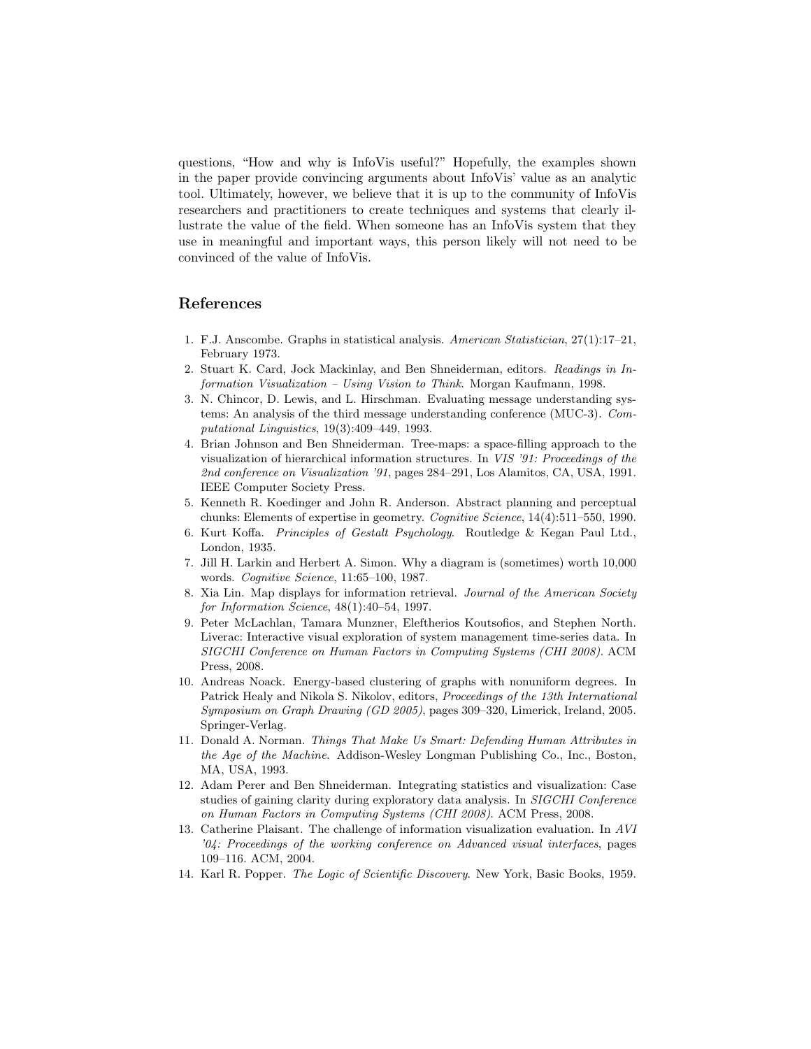questions, "How and why is InfoVis useful?" Hopefully, the examples shown in the paper provide convincing arguments about InfoVis' value as an analytic tool. Ultimately, however, we believe that it is up to the community of InfoVis researchers and practitioners to create techniques and systems that clearly illustrate the value of the field. When someone has an InfoVis system that they use in meaningful and important ways, this person likely will not need to be convinced of the value of InfoVis.

## References

1. F.J. Anscombe. Graphs in statistical analysis. *American Statistician*, 27(1):17–21, February 1973.
2. Stuart K. Card, Jock Mackinlay, and Ben Shneiderman, editors. *Readings in Information Visualization – Using Vision to Think*. Morgan Kaufmann, 1998.
3. N. Chincor, D. Lewis, and L. Hirschman. Evaluating message understanding systems: An analysis of the third message understanding conference (MUC-3). *Computational Linguistics*, 19(3):409–449, 1993.
4. Brian Johnson and Ben Shneiderman. Tree-maps: a space-filling approach to the visualization of hierarchical information structures. In *VIS '91: Proceedings of the 2nd conference on Visualization '91*, pages 284–291, Los Alamitos, CA, USA, 1991. IEEE Computer Society Press.
5. Kenneth R. Koedinger and John R. Anderson. Abstract planning and perceptual chunks: Elements of expertise in geometry. *Cognitive Science*, 14(4):511–550, 1990.
6. Kurt Koffa. *Principles of Gestalt Psychology*. Routledge & Kegan Paul Ltd., London, 1935.
7. Jill H. Larkin and Herbert A. Simon. Why a diagram is (sometimes) worth 10,000 words. *Cognitive Science*, 11:65–100, 1987.
8. Xia Lin. Map displays for information retrieval. *Journal of the American Society for Information Science*, 48(1):40–54, 1997.
9. Peter McLachlan, Tamara Munzner, Eleftherios Koutsofios, and Stephen North. Liverac: Interactive visual exploration of system management time-series data. In *SIGCHI Conference on Human Factors in Computing Systems (CHI 2008)*. ACM Press, 2008.
10. Andreas Noack. Energy-based clustering of graphs with nonuniform degrees. In Patrick Healy and Nikola S. Nikolov, editors, *Proceedings of the 13th International Symposium on Graph Drawing (GD 2005)*, pages 309–320, Limerick, Ireland, 2005. Springer-Verlag.
11. Donald A. Norman. *Things That Make Us Smart: Defending Human Attributes in the Age of the Machine*. Addison-Wesley Longman Publishing Co., Inc., Boston, MA, USA, 1993.
12. Adam Perer and Ben Shneiderman. Integrating statistics and visualization: Case studies of gaining clarity during exploratory data analysis. In *SIGCHI Conference on Human Factors in Computing Systems (CHI 2008)*. ACM Press, 2008.
13. Catherine Plaisant. The challenge of information visualization evaluation. In *AVI '04: Proceedings of the working conference on Advanced visual interfaces*, pages 109–116. ACM, 2004.
14. Karl R. Popper. *The Logic of Scientific Discovery*. New York, Basic Books, 1959.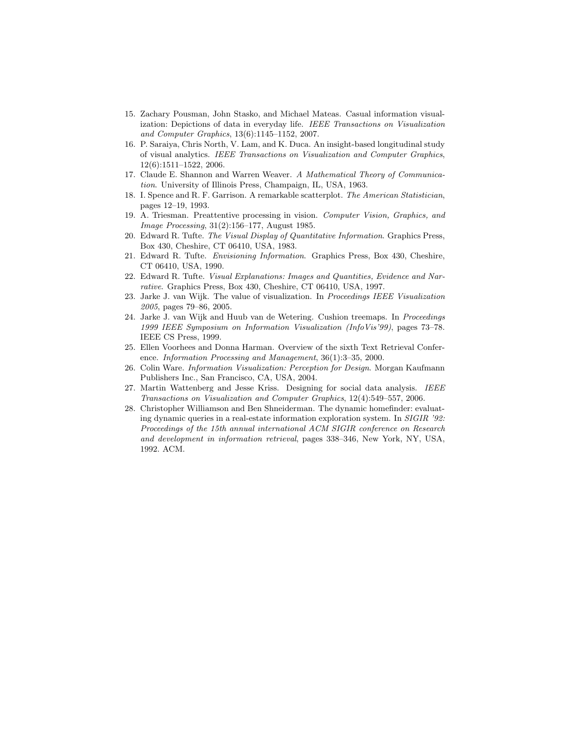15. Zachary Pousman, John Stasko, and Michael Mateas. Casual information visualization: Depictions of data in everyday life. *IEEE Transactions on Visualization and Computer Graphics*, 13(6):1145–1152, 2007.
16. P. Saraiya, Chris North, V. Lam, and K. Duca. An insight-based longitudinal study of visual analytics. *IEEE Transactions on Visualization and Computer Graphics*, 12(6):1511–1522, 2006.
17. Claude E. Shannon and Warren Weaver. *A Mathematical Theory of Communication*. University of Illinois Press, Champaign, IL, USA, 1963.
18. I. Spence and R. F. Garrison. A remarkable scatterplot. *The American Statistician*, pages 12–19, 1993.
19. A. Triesman. Preattentive processing in vision. *Computer Vision, Graphics, and Image Processing*, 31(2):156–177, August 1985.
20. Edward R. Tufte. *The Visual Display of Quantitative Information*. Graphics Press, Box 430, Cheshire, CT 06410, USA, 1983.
21. Edward R. Tufte. *Envisioning Information*. Graphics Press, Box 430, Cheshire, CT 06410, USA, 1990.
22. Edward R. Tufte. *Visual Explanations: Images and Quantities, Evidence and Narrative*. Graphics Press, Box 430, Cheshire, CT 06410, USA, 1997.
23. Jarke J. van Wijk. The value of visualization. In *Proceedings IEEE Visualization 2005*, pages 79–86, 2005.
24. Jarke J. van Wijk and Huub van de Wetering. Cushion treemaps. In *Proceedings 1999 IEEE Symposium on Information Visualization (InfoVis'99)*, pages 73–78. IEEE CS Press, 1999.
25. Ellen Voorhees and Donna Harman. Overview of the sixth Text Retrieval Conference. *Information Processing and Management*, 36(1):3–35, 2000.
26. Colin Ware. *Information Visualization: Perception for Design*. Morgan Kaufmann Publishers Inc., San Francisco, CA, USA, 2004.
27. Martin Wattenberg and Jesse Kriss. Designing for social data analysis. *IEEE Transactions on Visualization and Computer Graphics*, 12(4):549–557, 2006.
28. Christopher Williamson and Ben Shneiderman. The dynamic homefinder: evaluating dynamic queries in a real-estate information exploration system. In *SIGIR '92: Proceedings of the 15th annual international ACM SIGIR conference on Research and development in information retrieval*, pages 338–346, New York, NY, USA, 1992. ACM.